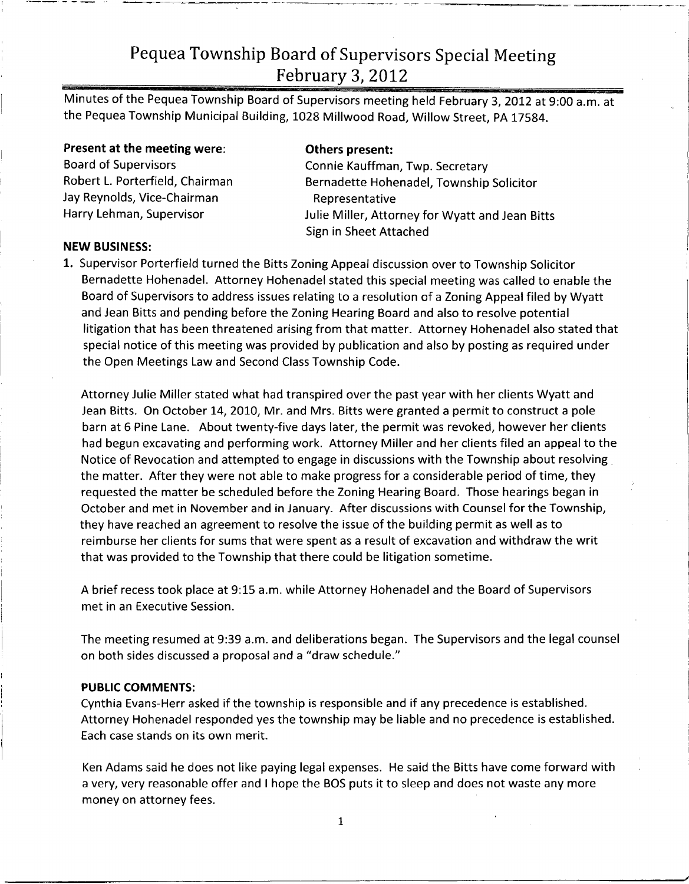# Pequea Township Board of Supervisors Special Meeting
## February 3, 2012

Minutes of the Pequea Township Board of Supervisors meeting held February 3, 2012 at 9:00 a.m. at the Pequea Township Municipal Building, 1028 Millwood Road, Willow Street, PA 17584.

**Present at the meeting were:**
Board of Supervisors
Robert L. Porterfield, Chairman
Jay Reynolds, Vice-Chairman
Harry Lehman, Supervisor

**Others present:**
Connie Kauffman, Twp. Secretary
Bernadette Hohenadel, Township Solicitor Representative
Julie Miller, Attorney for Wyatt and Jean Bitts
Sign in Sheet Attached

**NEW BUSINESS:**

1. Supervisor Porterfield turned the Bitts Zoning Appeal discussion over to Township Solicitor Bernadette Hohenadel. Attorney Hohenadel stated this special meeting was called to enable the Board of Supervisors to address issues relating to a resolution of a Zoning Appeal filed by Wyatt and Jean Bitts and pending before the Zoning Hearing Board and also to resolve potential litigation that has been threatened arising from that matter. Attorney Hohenadel also stated that special notice of this meeting was provided by publication and also by posting as required under the Open Meetings Law and Second Class Township Code.

   Attorney Julie Miller stated what had transpired over the past year with her clients Wyatt and Jean Bitts. On October 14, 2010, Mr. and Mrs. Bitts were granted a permit to construct a pole barn at 6 Pine Lane. About twenty-five days later, the permit was revoked, however her clients had begun excavating and performing work. Attorney Miller and her clients filed an appeal to the Notice of Revocation and attempted to engage in discussions with the Township about resolving the matter. After they were not able to make progress for a considerable period of time, they requested the matter be scheduled before the Zoning Hearing Board. Those hearings began in October and met in November and in January. After discussions with Counsel for the Township, they have reached an agreement to resolve the issue of the building permit as well as to reimburse her clients for sums that were spent as a result of excavation and withdraw the writ that was provided to the Township that there could be litigation sometime.

   A brief recess took place at 9:15 a.m. while Attorney Hohenadel and the Board of Supervisors met in an Executive Session.

   The meeting resumed at 9:39 a.m. and deliberations began. The Supervisors and the legal counsel on both sides discussed a proposal and a "draw schedule."

   **PUBLIC COMMENTS:**

   Cynthia Evans-Herr asked if the township is responsible and if any precedence is established. Attorney Hohenadel responded yes the township may be liable and no precedence is established. Each case stands on its own merit.

   Ken Adams said he does not like paying legal expenses. He said the Bitts have come forward with a very, very reasonable offer and I hope the BOS puts it to sleep and does not waste any more money on attorney fees.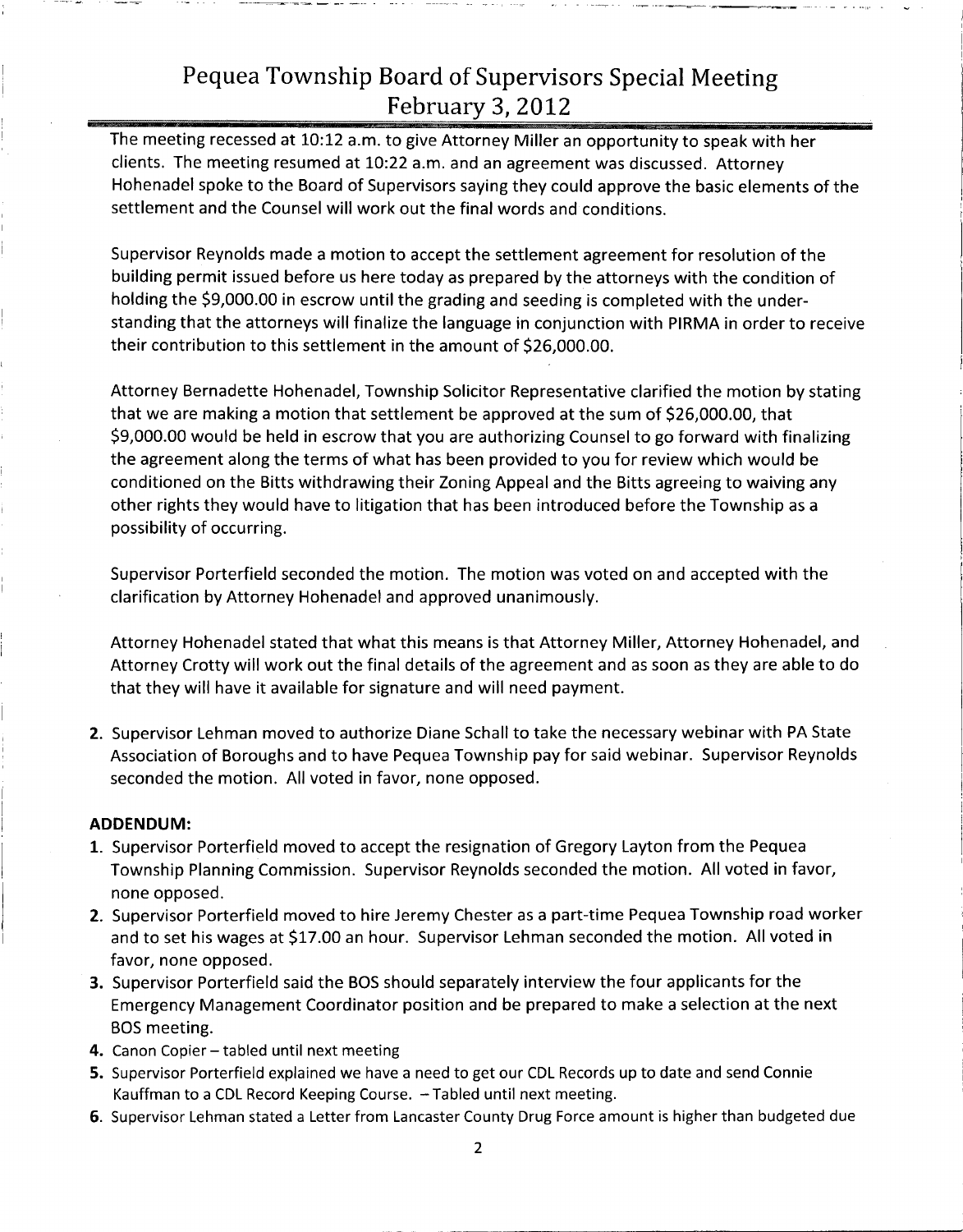The meeting recessed at 10:12 a.m. to give Attorney Miller an opportunity to speak with her clients. The meeting resumed at 10:22 a.m. and an agreement was discussed. Attorney Hohenadel spoke to the Board of Supervisors saying they could approve the basic elements of the settlement and the Counsel will work out the final words and conditions.

Supervisor Reynolds made a motion to accept the settlement agreement for resolution of the building permit issued before us here today as prepared by the attorneys with the condition of holding the $9,000.00 in escrow until the grading and seeding is completed with the understanding that the attorneys will finalize the language in conjunction with PIRMA in order to receive their contribution to this settlement in the amount of $26,000.00.

Attorney Bernadette Hohenadel, Township Solicitor Representative clarified the motion by stating that we are making a motion that settlement be approved at the sum of $26,000.00, that $9,000.00 would be held in escrow that you are authorizing Counsel to go forward with finalizing the agreement along the terms of what has been provided to you for review which would be conditioned on the Bitts withdrawing their Zoning Appeal and the Bitts agreeing to waiving any other rights they would have to litigation that has been introduced before the Township as a possibility of occurring.

Supervisor Porterfield seconded the motion. The motion was voted on and accepted with the clarification by Attorney Hohenadel and approved unanimously.

Attorney Hohenadel stated that what this means is that Attorney Miller, Attorney Hohenadel, and Attorney Crotty will work out the final details of the agreement and as soon as they are able to do that they will have it available for signature and will need payment.

2. Supervisor Lehman moved to authorize Diane Schall to take the necessary webinar with PA State Association of Boroughs and to have Pequea Township pay for said webinar. Supervisor Reynolds seconded the motion. All voted in favor, none opposed.

**ADDENDUM:**

1. Supervisor Porterfield moved to accept the resignation of Gregory Layton from the Pequea Township Planning Commission. Supervisor Reynolds seconded the motion. All voted in favor, none opposed.
2. Supervisor Porterfield moved to hire Jeremy Chester as a part-time Pequea Township road worker and to set his wages at $17.00 an hour. Supervisor Lehman seconded the motion. All voted in favor, none opposed.
3. Supervisor Porterfield said the BOS should separately interview the four applicants for the Emergency Management Coordinator position and be prepared to make a selection at the next BOS meeting.
4. Canon Copier – tabled until next meeting
5. Supervisor Porterfield explained we have a need to get our CDL Records up to date and send Connie Kauffman to a CDL Record Keeping Course. – Tabled until next meeting.
6. Supervisor Lehman stated a Letter from Lancaster County Drug Force amount is higher than budgeted due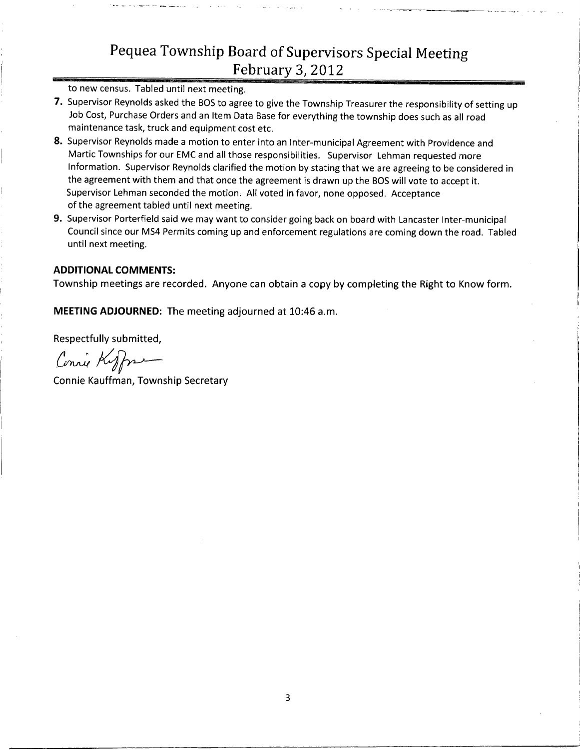to new census. Tabled until next meeting.

7. Supervisor Reynolds asked the BOS to agree to give the Township Treasurer the responsibility of setting up Job Cost, Purchase Orders and an Item Data Base for everything the township does such as all road maintenance task, truck and equipment cost etc.
8. Supervisor Reynolds made a motion to enter into an Inter-municipal Agreement with Providence and Martic Townships for our EMC and all those responsibilities. Supervisor Lehman requested more Information. Supervisor Reynolds clarified the motion by stating that we are agreeing to be considered in the agreement with them and that once the agreement is drawn up the BOS will vote to accept it. Supervisor Lehman seconded the motion. All voted in favor, none opposed. Acceptance of the agreement tabled until next meeting.
9. Supervisor Porterfield said we may want to consider going back on board with Lancaster Inter-municipal Council since our MS4 Permits coming up and enforcement regulations are coming down the road. Tabled until next meeting.

**ADDITIONAL COMMENTS:**

Township meetings are recorded. Anyone can obtain a copy by completing the Right to Know form.

**MEETING ADJOURNED:** The meeting adjourned at 10:46 a.m.

Respectfully submitted,

Connie Kauffman

Connie Kauffman, Township Secretary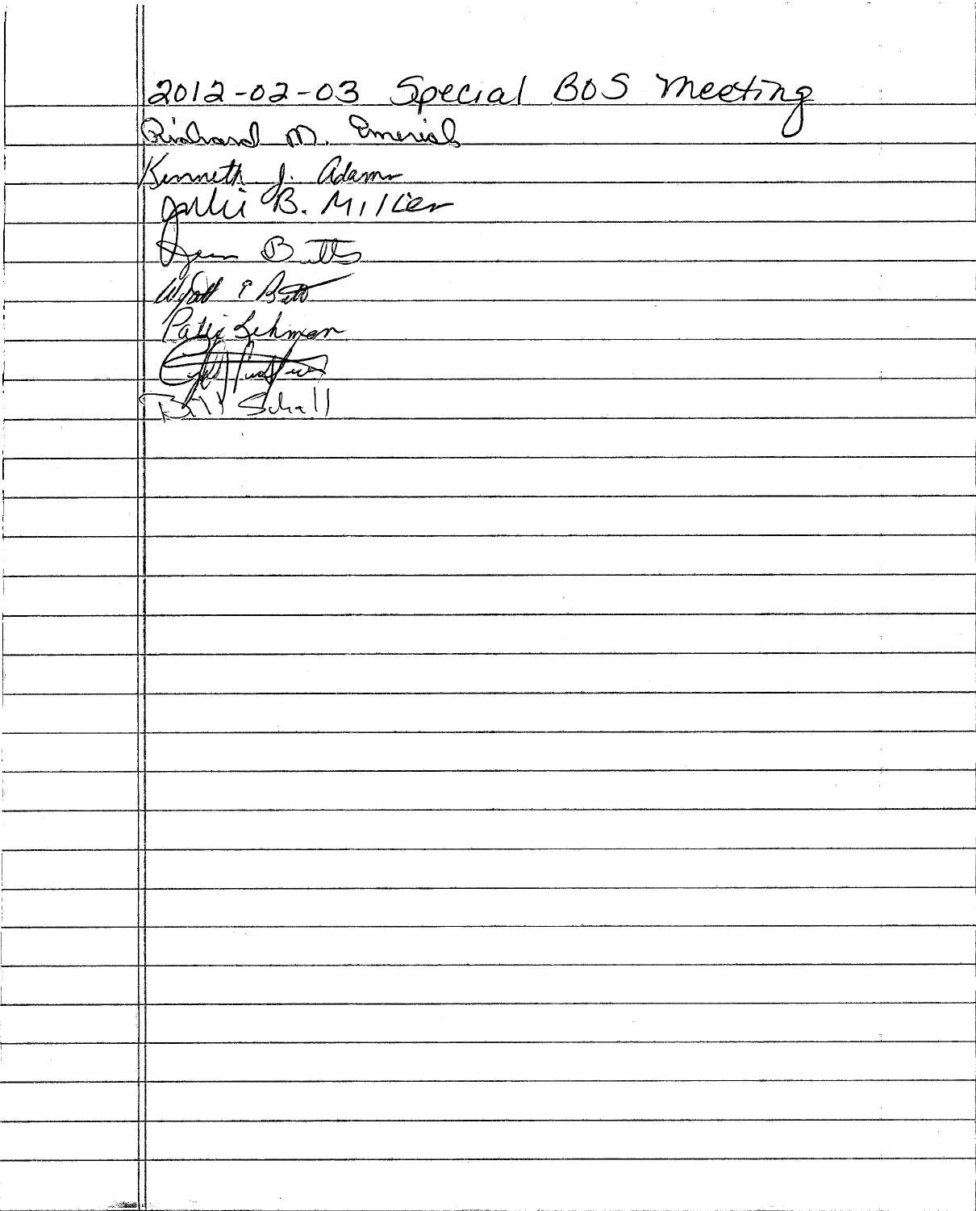2012-02-03 Special BOS meeting

Richard M. Emerick

Kenneth J. Adams

Jackie B. Miller

Jean Butts

Wyatt E. Butts

Patti Lehman

Jeff Fuller

Bill Schall